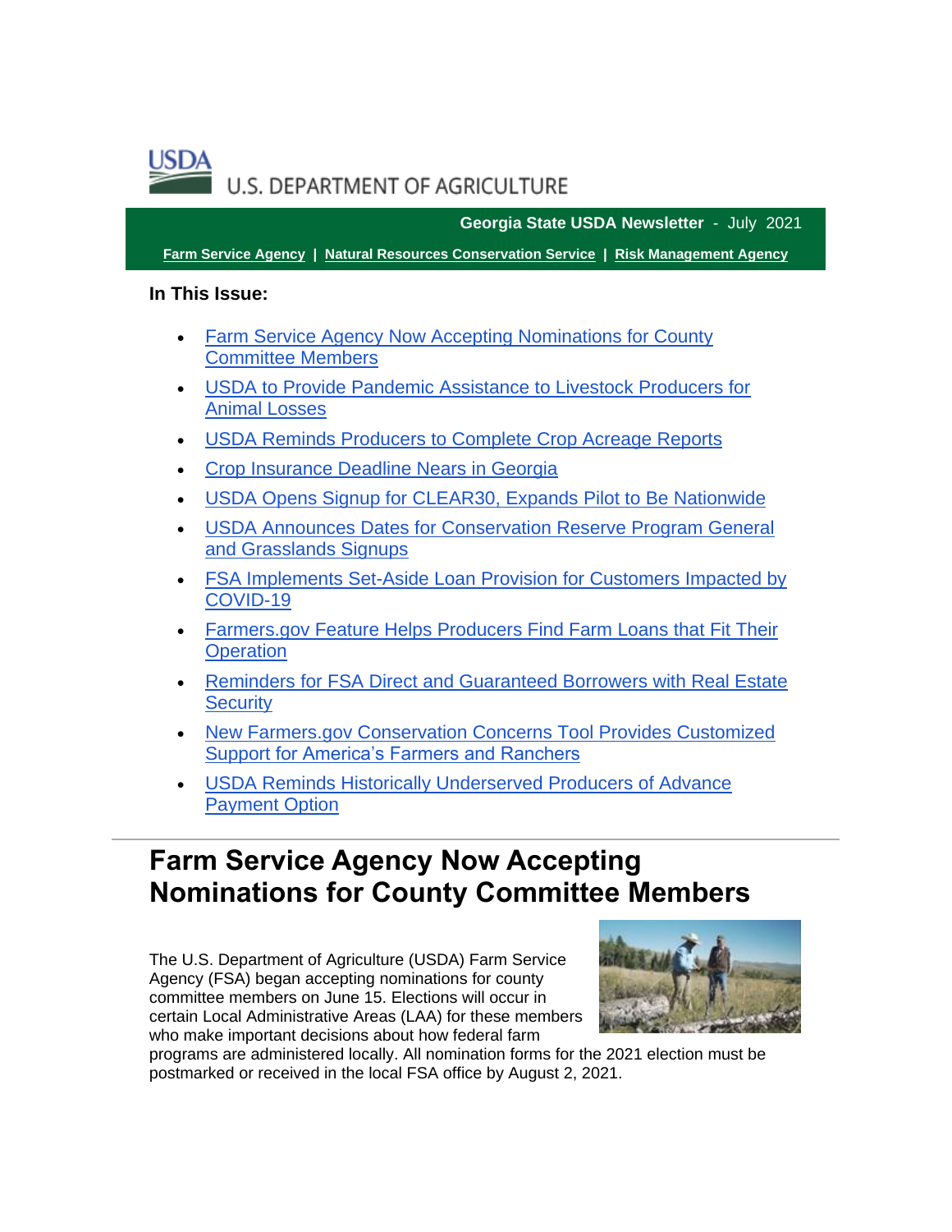USDA U.S. DEPARTMENT OF AGRICULTURE

**Georgia State USDA Newsletter** - July 2021

**Farm Service Agency** | **Natural Resources Conservation Service** | **Risk Management Agency**

**In This Issue:**

- Farm Service Agency Now Accepting Nominations for County Committee Members
- USDA to Provide Pandemic Assistance to Livestock Producers for Animal Losses
- USDA Reminds Producers to Complete Crop Acreage Reports
- Crop Insurance Deadline Nears in Georgia
- USDA Opens Signup for CLEAR30, Expands Pilot to Be Nationwide
- USDA Announces Dates for Conservation Reserve Program General and Grasslands Signups
- FSA Implements Set-Aside Loan Provision for Customers Impacted by COVID-19
- Farmers.gov Feature Helps Producers Find Farm Loans that Fit Their Operation
- Reminders for FSA Direct and Guaranteed Borrowers with Real Estate Security
- New Farmers.gov Conservation Concerns Tool Provides Customized Support for America's Farmers and Ranchers
- USDA Reminds Historically Underserved Producers of Advance Payment Option

# Farm Service Agency Now Accepting Nominations for County Committee Members

The U.S. Department of Agriculture (USDA) Farm Service Agency (FSA) began accepting nominations for county committee members on June 15. Elections will occur in certain Local Administrative Areas (LAA) for these members who make important decisions about how federal farm programs are administered locally. All nomination forms for the 2021 election must be postmarked or received in the local FSA office by August 2, 2021.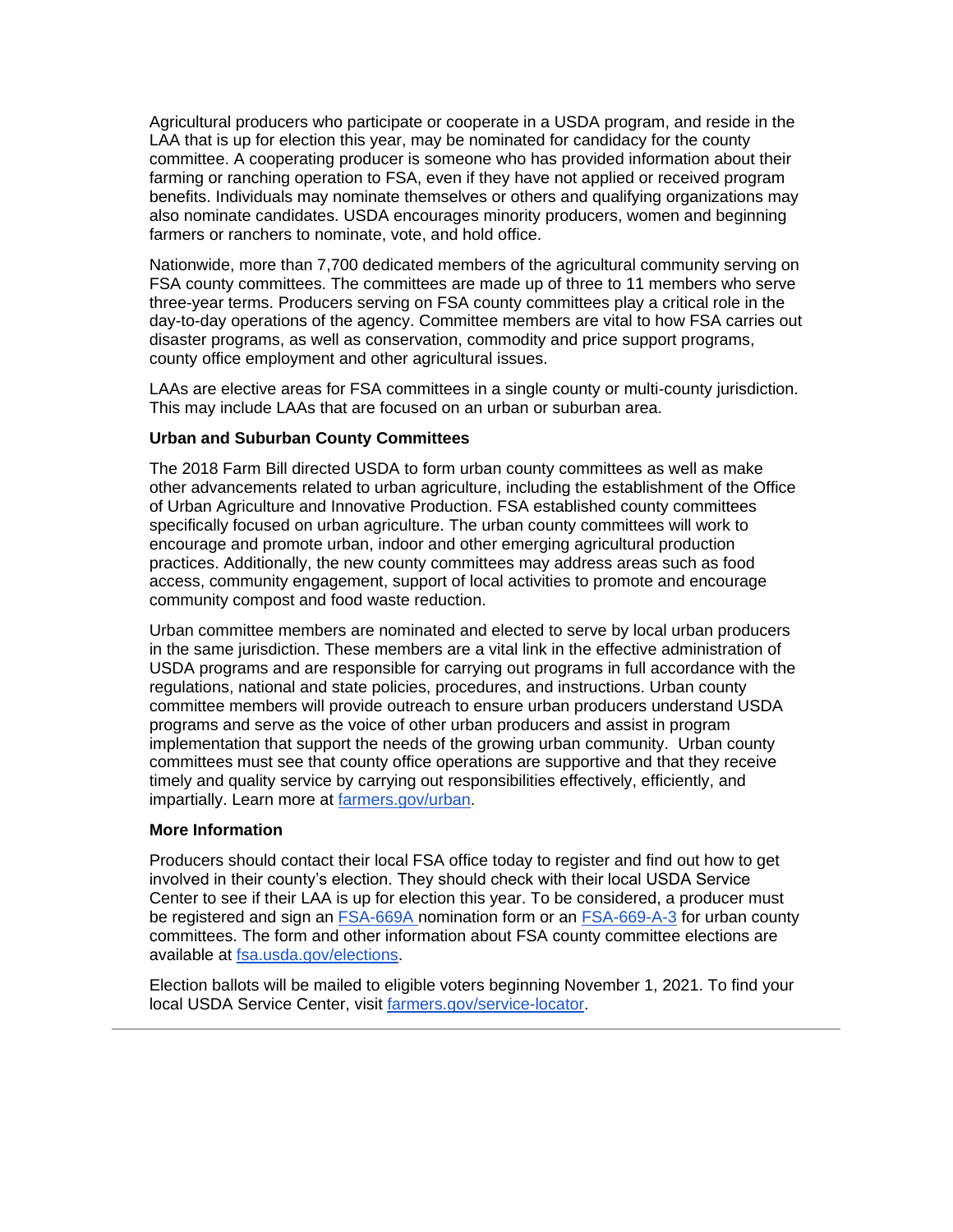Agricultural producers who participate or cooperate in a USDA program, and reside in the LAA that is up for election this year, may be nominated for candidacy for the county committee. A cooperating producer is someone who has provided information about their farming or ranching operation to FSA, even if they have not applied or received program benefits. Individuals may nominate themselves or others and qualifying organizations may also nominate candidates. USDA encourages minority producers, women and beginning farmers or ranchers to nominate, vote, and hold office.

Nationwide, more than 7,700 dedicated members of the agricultural community serving on FSA county committees. The committees are made up of three to 11 members who serve three-year terms. Producers serving on FSA county committees play a critical role in the day-to-day operations of the agency. Committee members are vital to how FSA carries out disaster programs, as well as conservation, commodity and price support programs, county office employment and other agricultural issues.

LAAs are elective areas for FSA committees in a single county or multi-county jurisdiction. This may include LAAs that are focused on an urban or suburban area.

**Urban and Suburban County Committees**

The 2018 Farm Bill directed USDA to form urban county committees as well as make other advancements related to urban agriculture, including the establishment of the Office of Urban Agriculture and Innovative Production. FSA established county committees specifically focused on urban agriculture. The urban county committees will work to encourage and promote urban, indoor and other emerging agricultural production practices. Additionally, the new county committees may address areas such as food access, community engagement, support of local activities to promote and encourage community compost and food waste reduction.

Urban committee members are nominated and elected to serve by local urban producers in the same jurisdiction. These members are a vital link in the effective administration of USDA programs and are responsible for carrying out programs in full accordance with the regulations, national and state policies, procedures, and instructions. Urban county committee members will provide outreach to ensure urban producers understand USDA programs and serve as the voice of other urban producers and assist in program implementation that support the needs of the growing urban community. Urban county committees must see that county office operations are supportive and that they receive timely and quality service by carrying out responsibilities effectively, efficiently, and impartially. Learn more at [farmers.gov/urban](farmers.gov/urban).

**More Information**

Producers should contact their local FSA office today to register and find out how to get involved in their county's election. They should check with their local USDA Service Center to see if their LAA is up for election this year. To be considered, a producer must be registered and sign an [FSA-669A](FSA-669A) nomination form or an [FSA-669-A-3](FSA-669-A-3) for urban county committees. The form and other information about FSA county committee elections are available at [fsa.usda.gov/elections](fsa.usda.gov/elections).

Election ballots will be mailed to eligible voters beginning November 1, 2021. To find your local USDA Service Center, visit [farmers.gov/service-locator](farmers.gov/service-locator).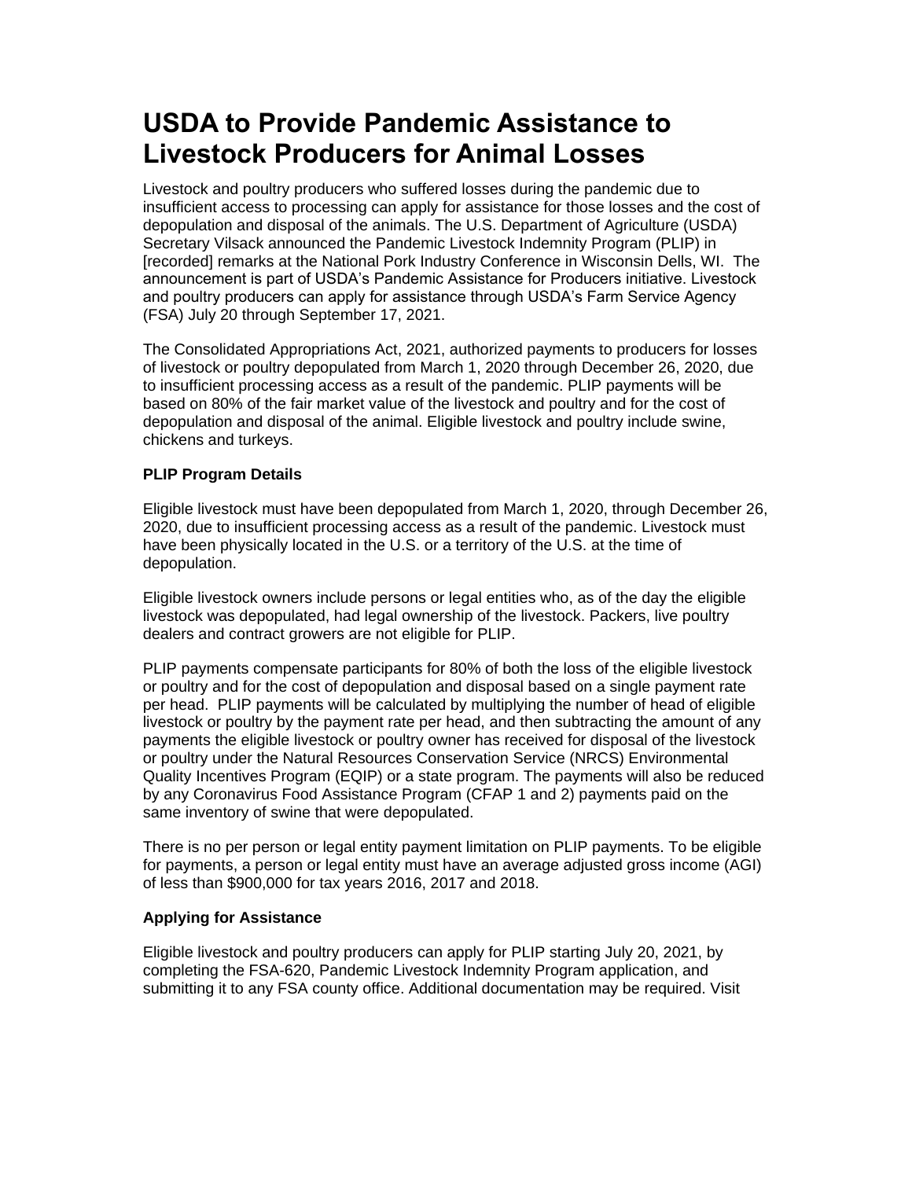# USDA to Provide Pandemic Assistance to Livestock Producers for Animal Losses

Livestock and poultry producers who suffered losses during the pandemic due to insufficient access to processing can apply for assistance for those losses and the cost of depopulation and disposal of the animals. The U.S. Department of Agriculture (USDA) Secretary Vilsack announced the Pandemic Livestock Indemnity Program (PLIP) in [recorded] remarks at the National Pork Industry Conference in Wisconsin Dells, WI. The announcement is part of USDA's Pandemic Assistance for Producers initiative. Livestock and poultry producers can apply for assistance through USDA's Farm Service Agency (FSA) July 20 through September 17, 2021.

The Consolidated Appropriations Act, 2021, authorized payments to producers for losses of livestock or poultry depopulated from March 1, 2020 through December 26, 2020, due to insufficient processing access as a result of the pandemic. PLIP payments will be based on 80% of the fair market value of the livestock and poultry and for the cost of depopulation and disposal of the animal. Eligible livestock and poultry include swine, chickens and turkeys.

**PLIP Program Details**

Eligible livestock must have been depopulated from March 1, 2020, through December 26, 2020, due to insufficient processing access as a result of the pandemic. Livestock must have been physically located in the U.S. or a territory of the U.S. at the time of depopulation.

Eligible livestock owners include persons or legal entities who, as of the day the eligible livestock was depopulated, had legal ownership of the livestock. Packers, live poultry dealers and contract growers are not eligible for PLIP.

PLIP payments compensate participants for 80% of both the loss of the eligible livestock or poultry and for the cost of depopulation and disposal based on a single payment rate per head. PLIP payments will be calculated by multiplying the number of head of eligible livestock or poultry by the payment rate per head, and then subtracting the amount of any payments the eligible livestock or poultry owner has received for disposal of the livestock or poultry under the Natural Resources Conservation Service (NRCS) Environmental Quality Incentives Program (EQIP) or a state program. The payments will also be reduced by any Coronavirus Food Assistance Program (CFAP 1 and 2) payments paid on the same inventory of swine that were depopulated.

There is no per person or legal entity payment limitation on PLIP payments. To be eligible for payments, a person or legal entity must have an average adjusted gross income (AGI) of less than $900,000 for tax years 2016, 2017 and 2018.

**Applying for Assistance**

Eligible livestock and poultry producers can apply for PLIP starting July 20, 2021, by completing the FSA-620, Pandemic Livestock Indemnity Program application, and submitting it to any FSA county office. Additional documentation may be required. Visit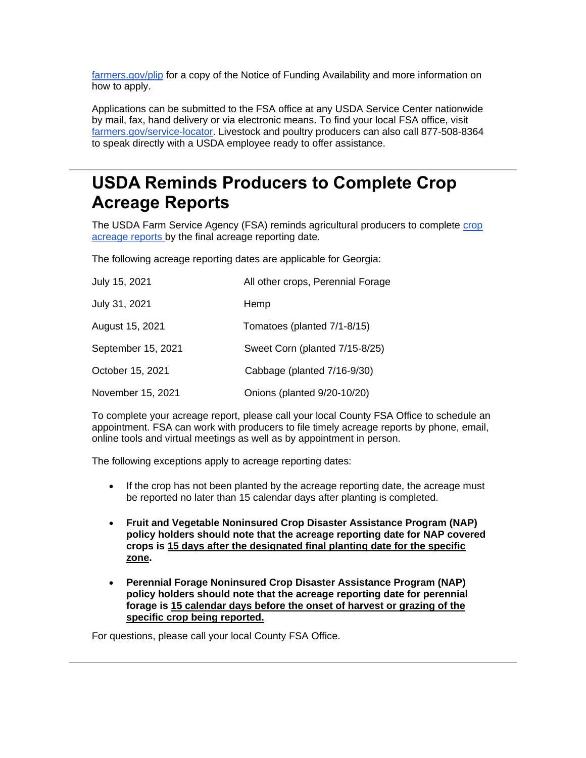farmers.gov/plip for a copy of the Notice of Funding Availability and more information on how to apply.

Applications can be submitted to the FSA office at any USDA Service Center nationwide by mail, fax, hand delivery or via electronic means. To find your local FSA office, visit farmers.gov/service-locator. Livestock and poultry producers can also call 877-508-8364 to speak directly with a USDA employee ready to offer assistance.

---

# USDA Reminds Producers to Complete Crop Acreage Reports

The USDA Farm Service Agency (FSA) reminds agricultural producers to complete crop acreage reports by the final acreage reporting date.

The following acreage reporting dates are applicable for Georgia:

| | |
|---|---|
| July 15, 2021 | All other crops, Perennial Forage |
| July 31, 2021 | Hemp |
| August 15, 2021 | Tomatoes (planted 7/1-8/15) |
| September 15, 2021 | Sweet Corn (planted 7/15-8/25) |
| October 15, 2021 | Cabbage (planted 7/16-9/30) |
| November 15, 2021 | Onions (planted 9/20-10/20) |

To complete your acreage report, please call your local County FSA Office to schedule an appointment. FSA can work with producers to file timely acreage reports by phone, email, online tools and virtual meetings as well as by appointment in person.

The following exceptions apply to acreage reporting dates:

- If the crop has not been planted by the acreage reporting date, the acreage must be reported no later than 15 calendar days after planting is completed.
- **Fruit and Vegetable Noninsured Crop Disaster Assistance Program (NAP) policy holders should note that the acreage reporting date for NAP covered crops is 15 days after the designated final planting date for the specific zone.**
- **Perennial Forage Noninsured Crop Disaster Assistance Program (NAP) policy holders should note that the acreage reporting date for perennial forage is 15 calendar days before the onset of harvest or grazing of the specific crop being reported.**

For questions, please call your local County FSA Office.

---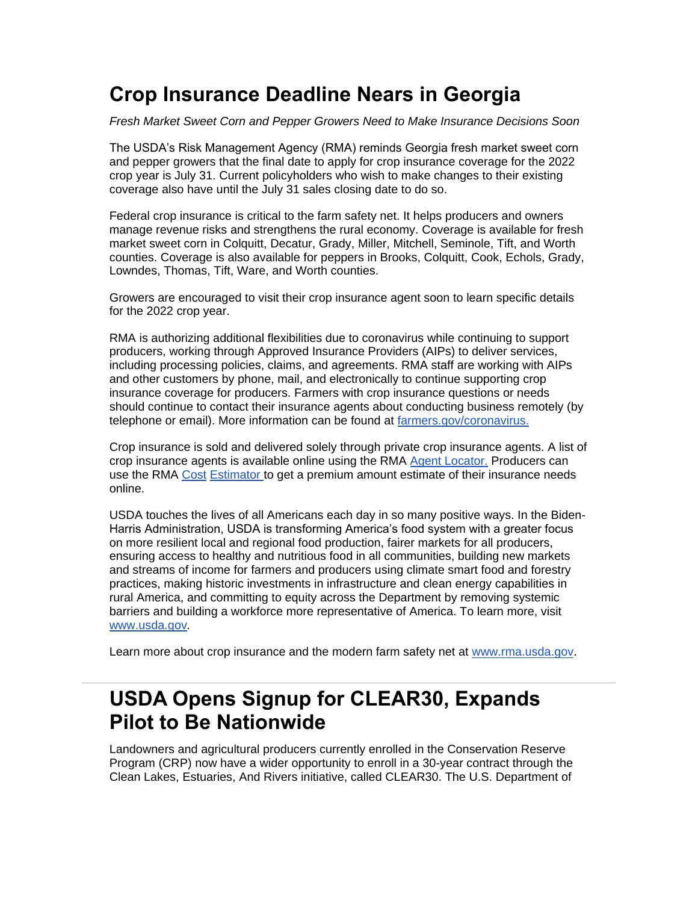# Crop Insurance Deadline Nears in Georgia

*Fresh Market Sweet Corn and Pepper Growers Need to Make Insurance Decisions Soon*

The USDA's Risk Management Agency (RMA) reminds Georgia fresh market sweet corn and pepper growers that the final date to apply for crop insurance coverage for the 2022 crop year is July 31. Current policyholders who wish to make changes to their existing coverage also have until the July 31 sales closing date to do so.

Federal crop insurance is critical to the farm safety net. It helps producers and owners manage revenue risks and strengthens the rural economy. Coverage is available for fresh market sweet corn in Colquitt, Decatur, Grady, Miller, Mitchell, Seminole, Tift, and Worth counties. Coverage is also available for peppers in Brooks, Colquitt, Cook, Echols, Grady, Lowndes, Thomas, Tift, Ware, and Worth counties.

Growers are encouraged to visit their crop insurance agent soon to learn specific details for the 2022 crop year.

RMA is authorizing additional flexibilities due to coronavirus while continuing to support producers, working through Approved Insurance Providers (AIPs) to deliver services, including processing policies, claims, and agreements. RMA staff are working with AIPs and other customers by phone, mail, and electronically to continue supporting crop insurance coverage for producers. Farmers with crop insurance questions or needs should continue to contact their insurance agents about conducting business remotely (by telephone or email). More information can be found at farmers.gov/coronavirus.

Crop insurance is sold and delivered solely through private crop insurance agents. A list of crop insurance agents is available online using the RMA Agent Locator. Producers can use the RMA Cost Estimator to get a premium amount estimate of their insurance needs online.

USDA touches the lives of all Americans each day in so many positive ways. In the Biden-Harris Administration, USDA is transforming America's food system with a greater focus on more resilient local and regional food production, fairer markets for all producers, ensuring access to healthy and nutritious food in all communities, building new markets and streams of income for farmers and producers using climate smart food and forestry practices, making historic investments in infrastructure and clean energy capabilities in rural America, and committing to equity across the Department by removing systemic barriers and building a workforce more representative of America. To learn more, visit www.usda.gov.

Learn more about crop insurance and the modern farm safety net at www.rma.usda.gov.

---

# USDA Opens Signup for CLEAR30, Expands Pilot to Be Nationwide

Landowners and agricultural producers currently enrolled in the Conservation Reserve Program (CRP) now have a wider opportunity to enroll in a 30-year contract through the Clean Lakes, Estuaries, And Rivers initiative, called CLEAR30. The U.S. Department of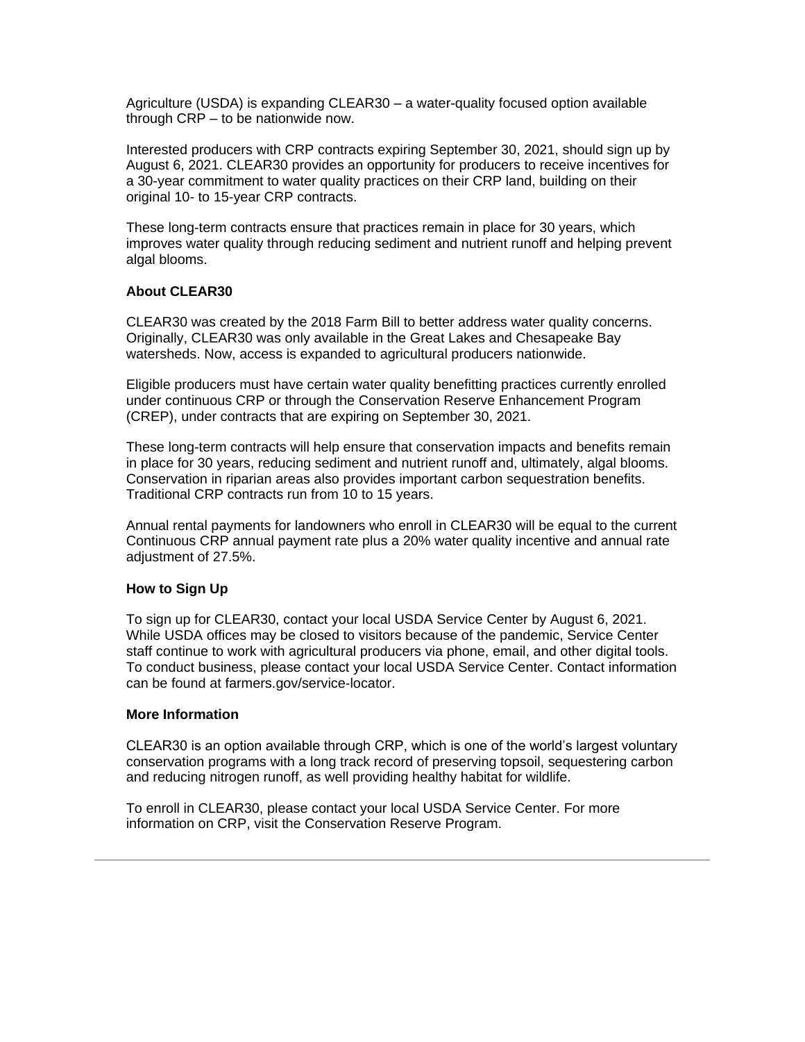Agriculture (USDA) is expanding CLEAR30 – a water-quality focused option available through CRP – to be nationwide now.

Interested producers with CRP contracts expiring September 30, 2021, should sign up by August 6, 2021. CLEAR30 provides an opportunity for producers to receive incentives for a 30-year commitment to water quality practices on their CRP land, building on their original 10- to 15-year CRP contracts.

These long-term contracts ensure that practices remain in place for 30 years, which improves water quality through reducing sediment and nutrient runoff and helping prevent algal blooms.

**About CLEAR30**

CLEAR30 was created by the 2018 Farm Bill to better address water quality concerns. Originally, CLEAR30 was only available in the Great Lakes and Chesapeake Bay watersheds. Now, access is expanded to agricultural producers nationwide.

Eligible producers must have certain water quality benefitting practices currently enrolled under continuous CRP or through the Conservation Reserve Enhancement Program (CREP), under contracts that are expiring on September 30, 2021.

These long-term contracts will help ensure that conservation impacts and benefits remain in place for 30 years, reducing sediment and nutrient runoff and, ultimately, algal blooms. Conservation in riparian areas also provides important carbon sequestration benefits. Traditional CRP contracts run from 10 to 15 years.

Annual rental payments for landowners who enroll in CLEAR30 will be equal to the current Continuous CRP annual payment rate plus a 20% water quality incentive and annual rate adjustment of 27.5%.

**How to Sign Up**

To sign up for CLEAR30, contact your local USDA Service Center by August 6, 2021. While USDA offices may be closed to visitors because of the pandemic, Service Center staff continue to work with agricultural producers via phone, email, and other digital tools. To conduct business, please contact your local USDA Service Center. Contact information can be found at farmers.gov/service-locator.

**More Information**

CLEAR30 is an option available through CRP, which is one of the world's largest voluntary conservation programs with a long track record of preserving topsoil, sequestering carbon and reducing nitrogen runoff, as well providing healthy habitat for wildlife.

To enroll in CLEAR30, please contact your local USDA Service Center. For more information on CRP, visit the Conservation Reserve Program.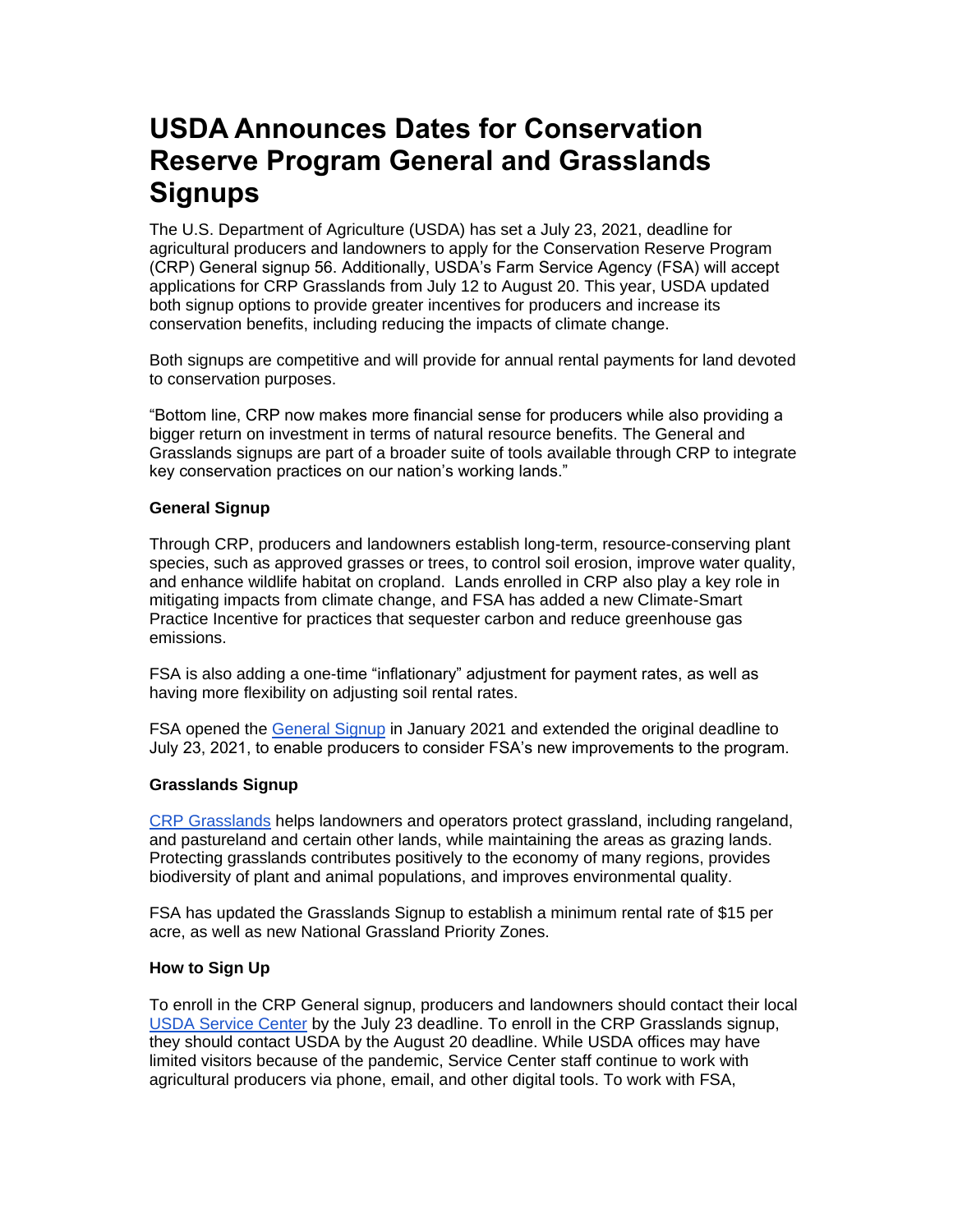# USDA Announces Dates for Conservation Reserve Program General and Grasslands Signups

The U.S. Department of Agriculture (USDA) has set a July 23, 2021, deadline for agricultural producers and landowners to apply for the Conservation Reserve Program (CRP) General signup 56. Additionally, USDA's Farm Service Agency (FSA) will accept applications for CRP Grasslands from July 12 to August 20. This year, USDA updated both signup options to provide greater incentives for producers and increase its conservation benefits, including reducing the impacts of climate change.

Both signups are competitive and will provide for annual rental payments for land devoted to conservation purposes.

"Bottom line, CRP now makes more financial sense for producers while also providing a bigger return on investment in terms of natural resource benefits. The General and Grasslands signups are part of a broader suite of tools available through CRP to integrate key conservation practices on our nation's working lands."

**General Signup**

Through CRP, producers and landowners establish long-term, resource-conserving plant species, such as approved grasses or trees, to control soil erosion, improve water quality, and enhance wildlife habitat on cropland. Lands enrolled in CRP also play a key role in mitigating impacts from climate change, and FSA has added a new Climate-Smart Practice Incentive for practices that sequester carbon and reduce greenhouse gas emissions.

FSA is also adding a one-time "inflationary" adjustment for payment rates, as well as having more flexibility on adjusting soil rental rates.

FSA opened the [General Signup] in January 2021 and extended the original deadline to July 23, 2021, to enable producers to consider FSA's new improvements to the program.

**Grasslands Signup**

[CRP Grasslands] helps landowners and operators protect grassland, including rangeland, and pastureland and certain other lands, while maintaining the areas as grazing lands. Protecting grasslands contributes positively to the economy of many regions, provides biodiversity of plant and animal populations, and improves environmental quality.

FSA has updated the Grasslands Signup to establish a minimum rental rate of $15 per acre, as well as new National Grassland Priority Zones.

**How to Sign Up**

To enroll in the CRP General signup, producers and landowners should contact their local [USDA Service Center] by the July 23 deadline. To enroll in the CRP Grasslands signup, they should contact USDA by the August 20 deadline. While USDA offices may have limited visitors because of the pandemic, Service Center staff continue to work with agricultural producers via phone, email, and other digital tools. To work with FSA,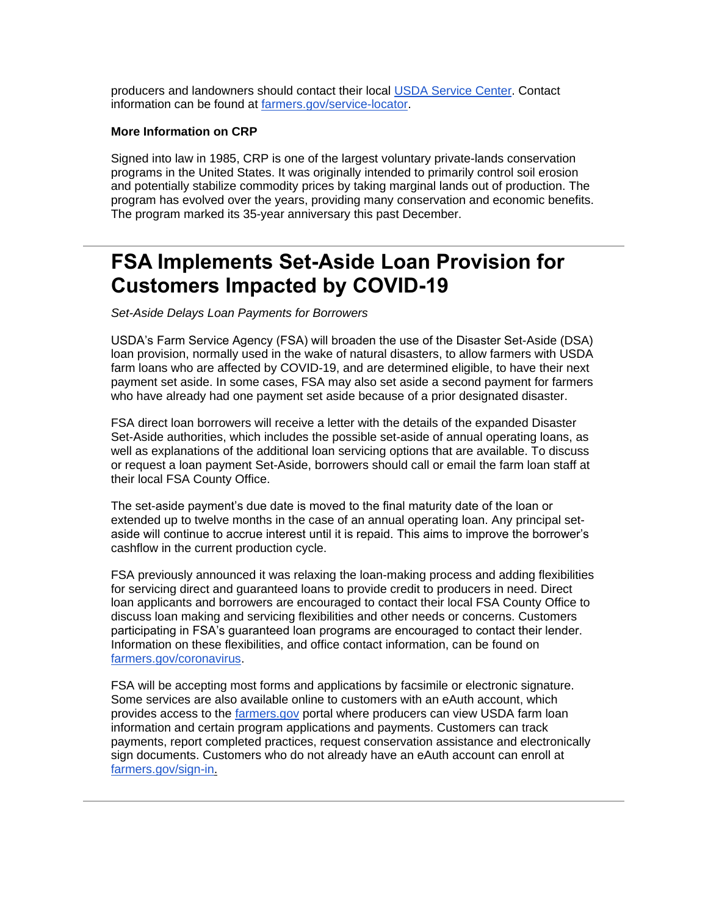producers and landowners should contact their local [USDA Service Center](). Contact information can be found at [farmers.gov/service-locator]().

**More Information on CRP**

Signed into law in 1985, CRP is one of the largest voluntary private-lands conservation programs in the United States. It was originally intended to primarily control soil erosion and potentially stabilize commodity prices by taking marginal lands out of production. The program has evolved over the years, providing many conservation and economic benefits. The program marked its 35-year anniversary this past December.

---

# FSA Implements Set-Aside Loan Provision for Customers Impacted by COVID-19

*Set-Aside Delays Loan Payments for Borrowers*

USDA's Farm Service Agency (FSA) will broaden the use of the Disaster Set-Aside (DSA) loan provision, normally used in the wake of natural disasters, to allow farmers with USDA farm loans who are affected by COVID-19, and are determined eligible, to have their next payment set aside. In some cases, FSA may also set aside a second payment for farmers who have already had one payment set aside because of a prior designated disaster.

FSA direct loan borrowers will receive a letter with the details of the expanded Disaster Set-Aside authorities, which includes the possible set-aside of annual operating loans, as well as explanations of the additional loan servicing options that are available. To discuss or request a loan payment Set-Aside, borrowers should call or email the farm loan staff at their local FSA County Office.

The set-aside payment's due date is moved to the final maturity date of the loan or extended up to twelve months in the case of an annual operating loan. Any principal set-aside will continue to accrue interest until it is repaid. This aims to improve the borrower's cashflow in the current production cycle.

FSA previously announced it was relaxing the loan-making process and adding flexibilities for servicing direct and guaranteed loans to provide credit to producers in need. Direct loan applicants and borrowers are encouraged to contact their local FSA County Office to discuss loan making and servicing flexibilities and other needs or concerns. Customers participating in FSA's guaranteed loan programs are encouraged to contact their lender. Information on these flexibilities, and office contact information, can be found on [farmers.gov/coronavirus]().

FSA will be accepting most forms and applications by facsimile or electronic signature. Some services are also available online to customers with an eAuth account, which provides access to the [farmers.gov]() portal where producers can view USDA farm loan information and certain program applications and payments. Customers can track payments, report completed practices, request conservation assistance and electronically sign documents. Customers who do not already have an eAuth account can enroll at [farmers.gov/sign-in]().

---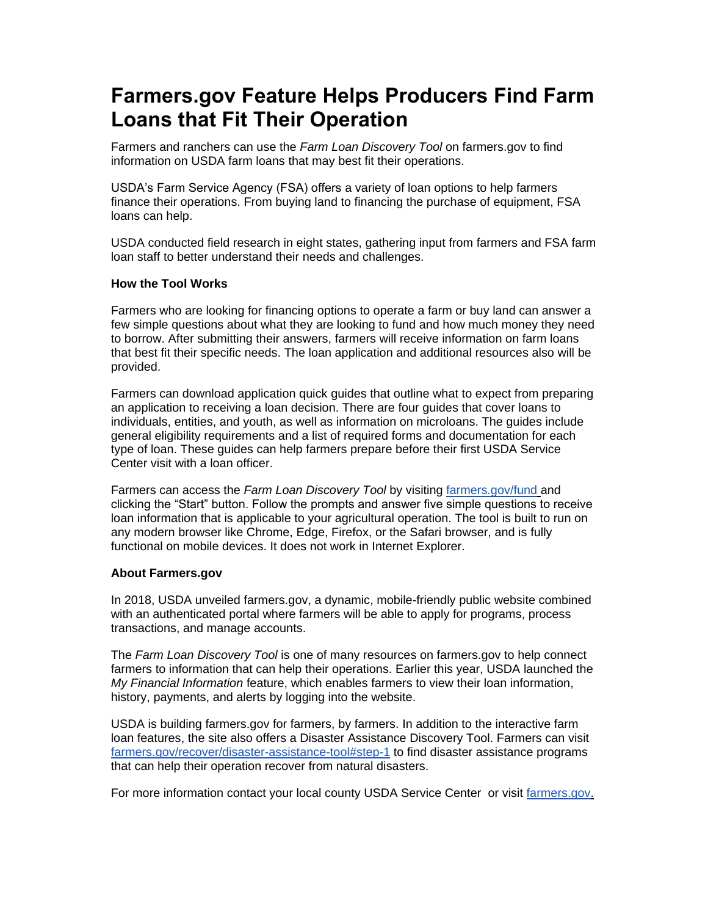# Farmers.gov Feature Helps Producers Find Farm Loans that Fit Their Operation

Farmers and ranchers can use the *Farm Loan Discovery Tool* on farmers.gov to find information on USDA farm loans that may best fit their operations.

USDA's Farm Service Agency (FSA) offers a variety of loan options to help farmers finance their operations. From buying land to financing the purchase of equipment, FSA loans can help.

USDA conducted field research in eight states, gathering input from farmers and FSA farm loan staff to better understand their needs and challenges.

**How the Tool Works**

Farmers who are looking for financing options to operate a farm or buy land can answer a few simple questions about what they are looking to fund and how much money they need to borrow. After submitting their answers, farmers will receive information on farm loans that best fit their specific needs. The loan application and additional resources also will be provided.

Farmers can download application quick guides that outline what to expect from preparing an application to receiving a loan decision. There are four guides that cover loans to individuals, entities, and youth, as well as information on microloans. The guides include general eligibility requirements and a list of required forms and documentation for each type of loan. These guides can help farmers prepare before their first USDA Service Center visit with a loan officer.

Farmers can access the *Farm Loan Discovery Tool* by visiting farmers.gov/fund and clicking the "Start" button. Follow the prompts and answer five simple questions to receive loan information that is applicable to your agricultural operation. The tool is built to run on any modern browser like Chrome, Edge, Firefox, or the Safari browser, and is fully functional on mobile devices. It does not work in Internet Explorer.

**About Farmers.gov**

In 2018, USDA unveiled farmers.gov, a dynamic, mobile-friendly public website combined with an authenticated portal where farmers will be able to apply for programs, process transactions, and manage accounts.

The *Farm Loan Discovery Tool* is one of many resources on farmers.gov to help connect farmers to information that can help their operations. Earlier this year, USDA launched the *My Financial Information* feature, which enables farmers to view their loan information, history, payments, and alerts by logging into the website.

USDA is building farmers.gov for farmers, by farmers. In addition to the interactive farm loan features, the site also offers a Disaster Assistance Discovery Tool. Farmers can visit farmers.gov/recover/disaster-assistance-tool#step-1 to find disaster assistance programs that can help their operation recover from natural disasters.

For more information contact your local county USDA Service Center or visit farmers.gov.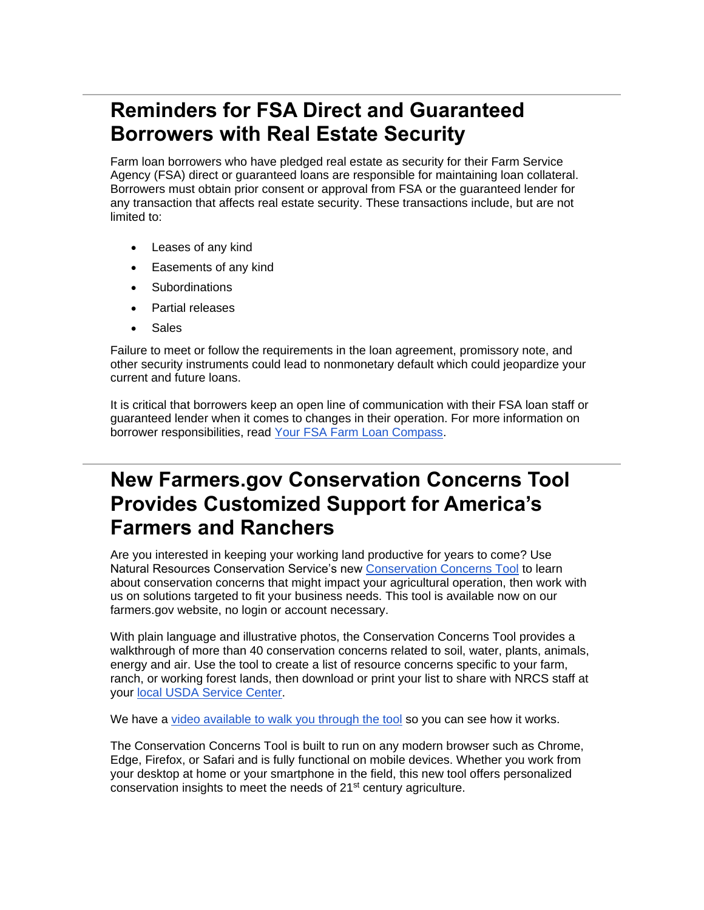## Reminders for FSA Direct and Guaranteed Borrowers with Real Estate Security

Farm loan borrowers who have pledged real estate as security for their Farm Service Agency (FSA) direct or guaranteed loans are responsible for maintaining loan collateral. Borrowers must obtain prior consent or approval from FSA or the guaranteed lender for any transaction that affects real estate security. These transactions include, but are not limited to:

- Leases of any kind
- Easements of any kind
- Subordinations
- Partial releases
- Sales

Failure to meet or follow the requirements in the loan agreement, promissory note, and other security instruments could lead to nonmonetary default which could jeopardize your current and future loans.

It is critical that borrowers keep an open line of communication with their FSA loan staff or guaranteed lender when it comes to changes in their operation. For more information on borrower responsibilities, read Your FSA Farm Loan Compass.

## New Farmers.gov Conservation Concerns Tool Provides Customized Support for America's Farmers and Ranchers

Are you interested in keeping your working land productive for years to come? Use Natural Resources Conservation Service's new Conservation Concerns Tool to learn about conservation concerns that might impact your agricultural operation, then work with us on solutions targeted to fit your business needs. This tool is available now on our farmers.gov website, no login or account necessary.

With plain language and illustrative photos, the Conservation Concerns Tool provides a walkthrough of more than 40 conservation concerns related to soil, water, plants, animals, energy and air. Use the tool to create a list of resource concerns specific to your farm, ranch, or working forest lands, then download or print your list to share with NRCS staff at your local USDA Service Center.

We have a video available to walk you through the tool so you can see how it works.

The Conservation Concerns Tool is built to run on any modern browser such as Chrome, Edge, Firefox, or Safari and is fully functional on mobile devices. Whether you work from your desktop at home or your smartphone in the field, this new tool offers personalized conservation insights to meet the needs of 21st century agriculture.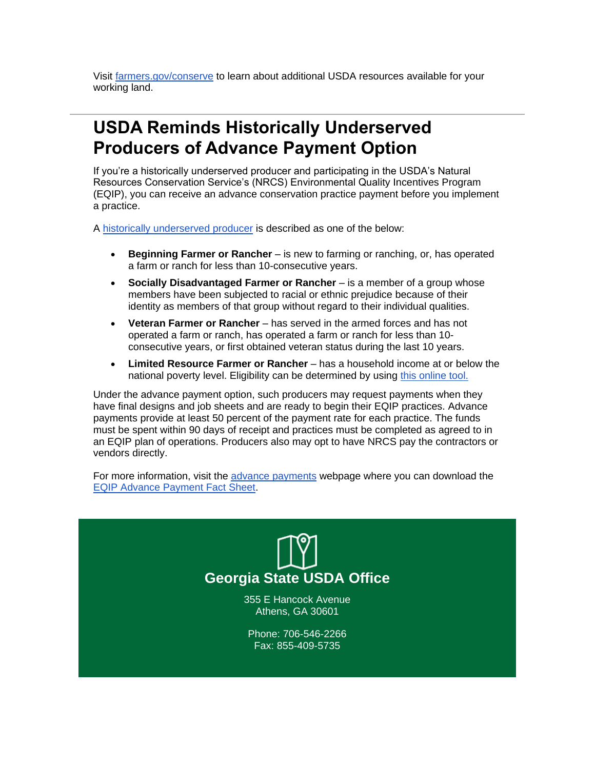Visit [farmers.gov/conserve](farmers.gov/conserve) to learn about additional USDA resources available for your working land.

---

## USDA Reminds Historically Underserved Producers of Advance Payment Option

If you're a historically underserved producer and participating in the USDA's Natural Resources Conservation Service's (NRCS) Environmental Quality Incentives Program (EQIP), you can receive an advance conservation practice payment before you implement a practice.

A historically underserved producer is described as one of the below:

- **Beginning Farmer or Rancher** – is new to farming or ranching, or, has operated a farm or ranch for less than 10-consecutive years.
- **Socially Disadvantaged Farmer or Rancher** – is a member of a group whose members have been subjected to racial or ethnic prejudice because of their identity as members of that group without regard to their individual qualities.
- **Veteran Farmer or Rancher** – has served in the armed forces and has not operated a farm or ranch, has operated a farm or ranch for less than 10-consecutive years, or first obtained veteran status during the last 10 years.
- **Limited Resource Farmer or Rancher** – has a household income at or below the national poverty level. Eligibility can be determined by using this online tool.

Under the advance payment option, such producers may request payments when they have final designs and job sheets and are ready to begin their EQIP practices. Advance payments provide at least 50 percent of the payment rate for each practice. The funds must be spent within 90 days of receipt and practices must be completed as agreed to in an EQIP plan of operations. Producers also may opt to have NRCS pay the contractors or vendors directly.

For more information, visit the advance payments webpage where you can download the EQIP Advance Payment Fact Sheet.

**Georgia State USDA Office**

355 E Hancock Avenue
Athens, GA 30601

Phone: 706-546-2266
Fax: 855-409-5735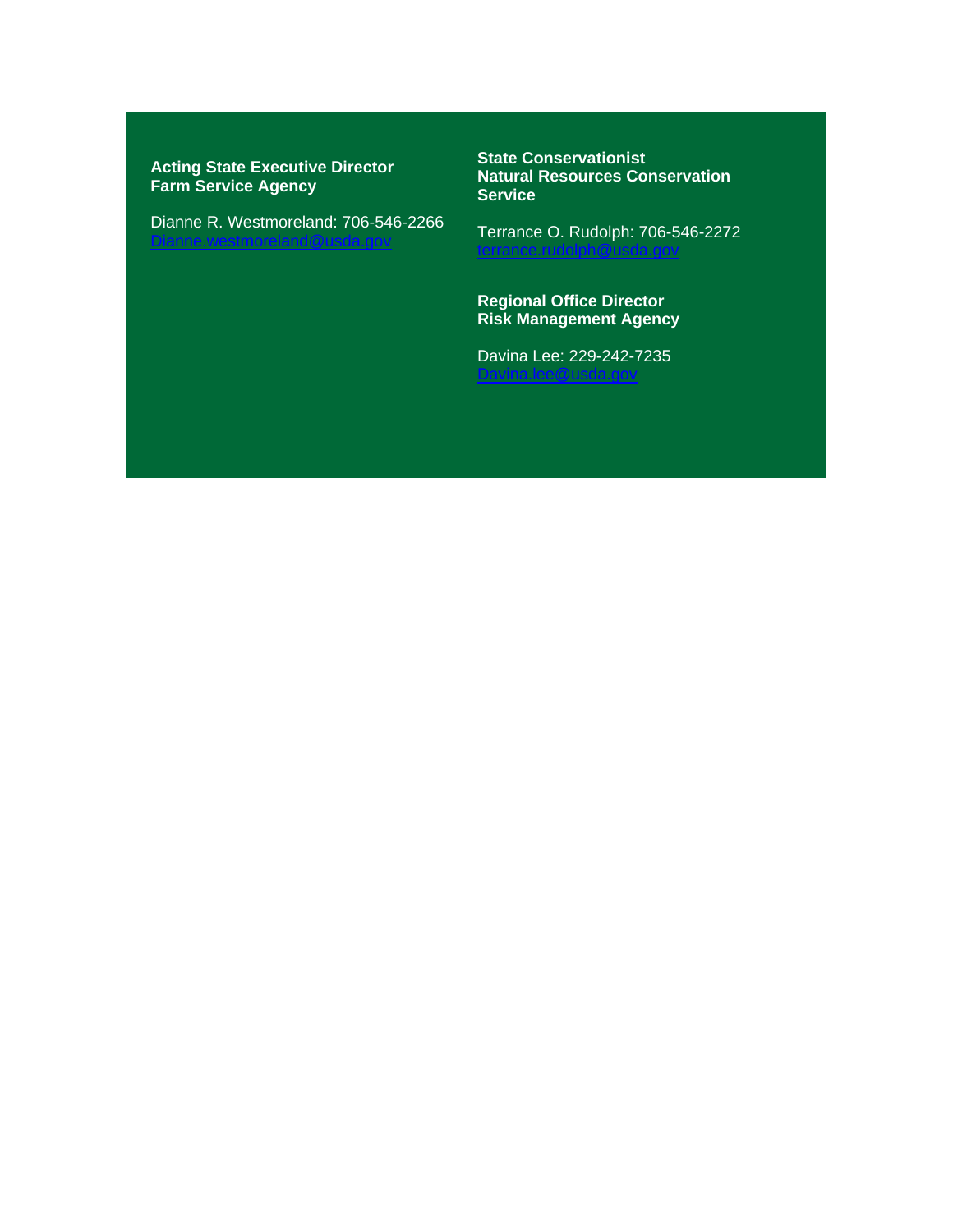**Acting State Executive Director**
**Farm Service Agency**

Dianne R. Westmoreland: 706-546-2266
Dianne.westmoreland@usda.gov

**State Conservationist**
**Natural Resources Conservation Service**

Terrance O. Rudolph: 706-546-2272
terrance.rudolph@usda.gov

**Regional Office Director**
**Risk Management Agency**

Davina Lee: 229-242-7235
Davina.lee@usda.gov